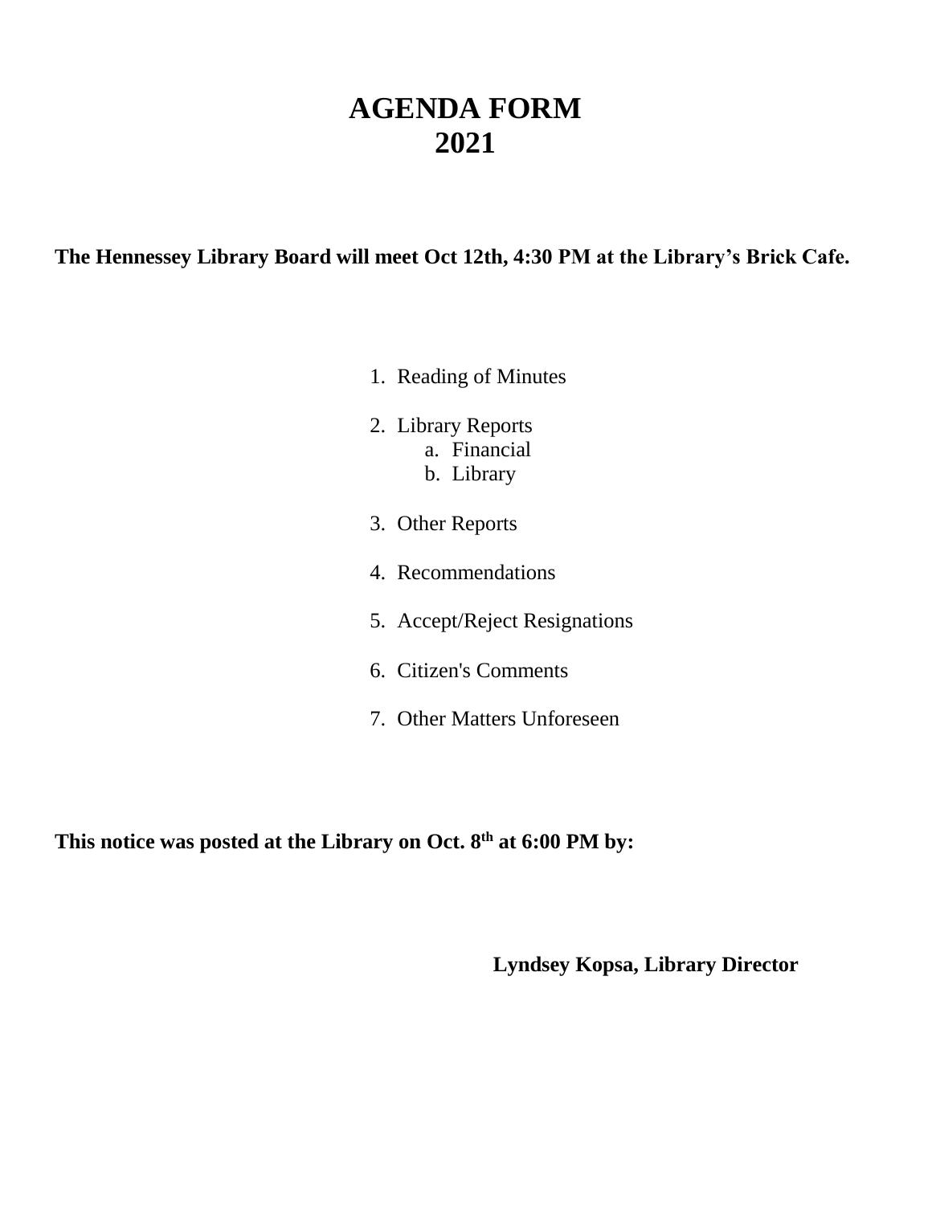# AGENDA FORM
# 2021

**The Hennessey Library Board will meet Oct 12th, 4:30 PM at the Library's Brick Cafe.**

1. Reading of Minutes
2. Library Reports
   a. Financial
   b. Library
3. Other Reports
4. Recommendations
5. Accept/Reject Resignations
6. Citizen's Comments
7. Other Matters Unforeseen

**This notice was posted at the Library on Oct. 8th at 6:00 PM by:**

**Lyndsey Kopsa, Library Director**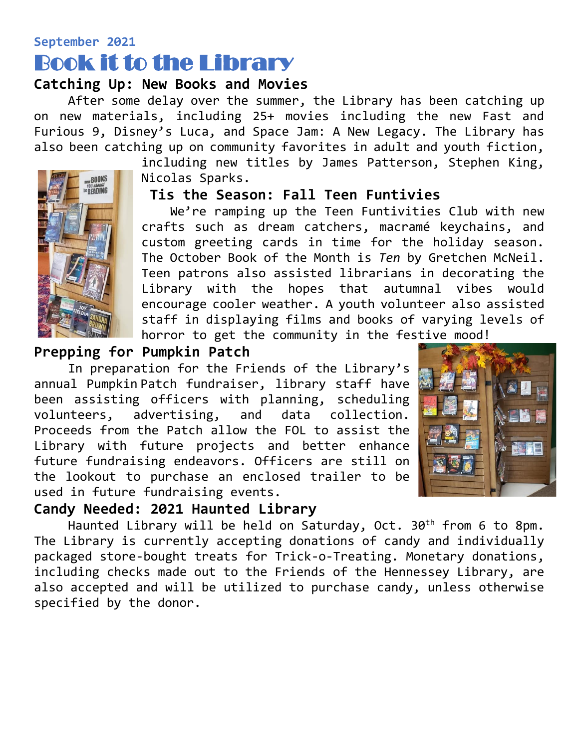September 2021

# Book it to the Library

## Catching Up: New Books and Movies

After some delay over the summer, the Library has been catching up on new materials, including 25+ movies including the new Fast and Furious 9, Disney's Luca, and Space Jam: A New Legacy. The Library has also been catching up on community favorites in adult and youth fiction, including new titles by James Patterson, Stephen King, Nicolas Sparks.

## Tis the Season: Fall Teen Funtivies

We're ramping up the Teen Funtivities Club with new crafts such as dream catchers, macramé keychains, and custom greeting cards in time for the holiday season. The October Book of the Month is *Ten* by Gretchen McNeil. Teen patrons also assisted librarians in decorating the Library with the hopes that autumnal vibes would encourage cooler weather. A youth volunteer also assisted staff in displaying films and books of varying levels of horror to get the community in the festive mood!

## Prepping for Pumpkin Patch

In preparation for the Friends of the Library's annual Pumpkin Patch fundraiser, library staff have been assisting officers with planning, scheduling volunteers, advertising, and data collection. Proceeds from the Patch allow the FOL to assist the Library with future projects and better enhance future fundraising endeavors. Officers are still on the lookout to purchase an enclosed trailer to be used in future fundraising events.

## Candy Needed: 2021 Haunted Library

Haunted Library will be held on Saturday, Oct. 30th from 6 to 8pm. The Library is currently accepting donations of candy and individually packaged store-bought treats for Trick-o-Treating. Monetary donations, including checks made out to the Friends of the Hennessey Library, are also accepted and will be utilized to purchase candy, unless otherwise specified by the donor.